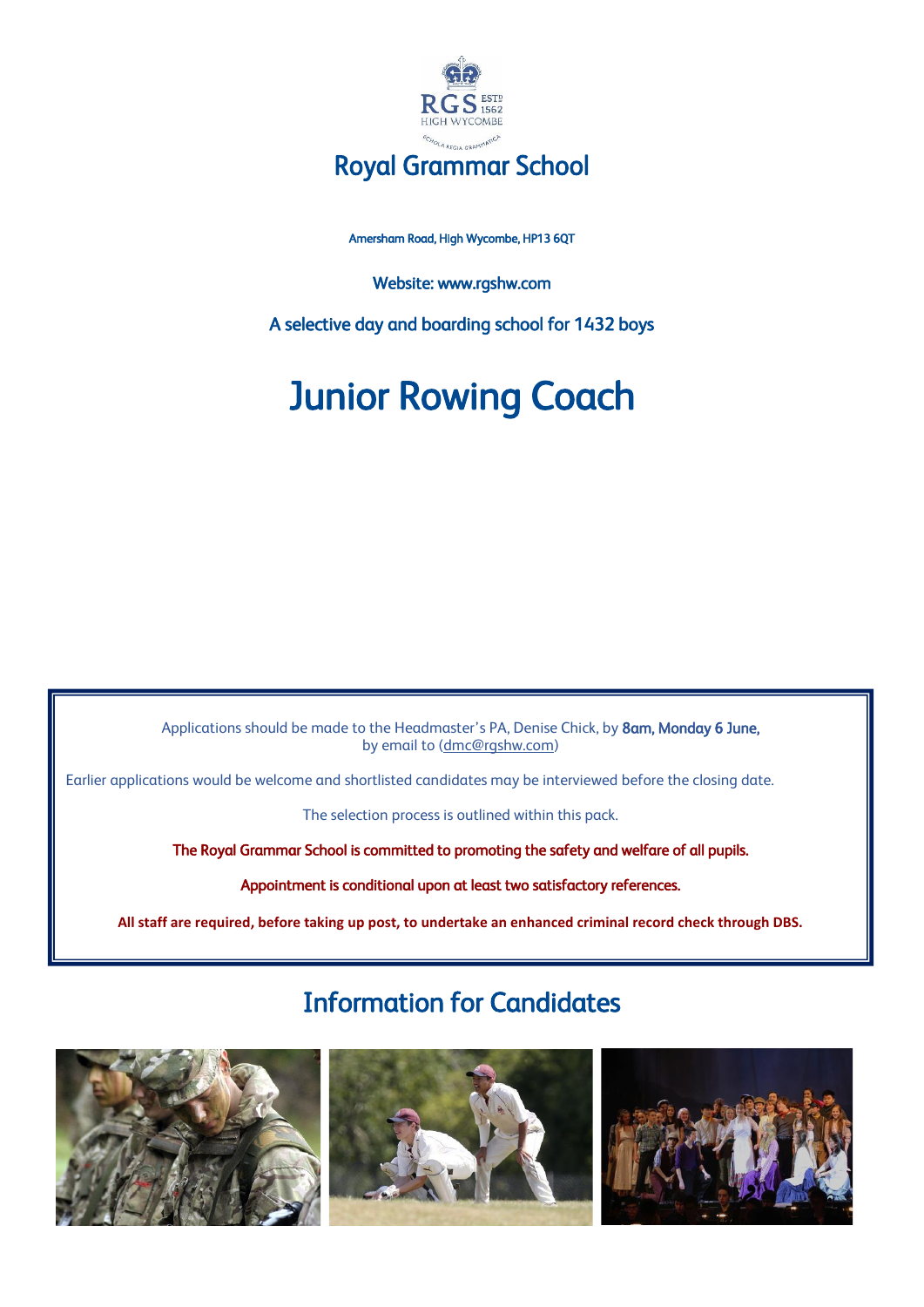# Royal Grammar School

Amersham Road, High Wycombe, HP13 6QT

Website: www.rgshw.com

A selective day and boarding school for 1432 boys

# Junior Rowing Coach

Applications should be made to the Headmaster's PA, Denise Chick, by **8am, Monday 6 June,** by email to (dmc@rgshw.com)

Earlier applications would be welcome and shortlisted candidates may be interviewed before the closing date.

The selection process is outlined within this pack.

The Royal Grammar School is committed to promoting the safety and welfare of all pupils.

Appointment is conditional upon at least two satisfactory references.

**All staff are required, before taking up post, to undertake an enhanced criminal record check through DBS.**

## Information for Candidates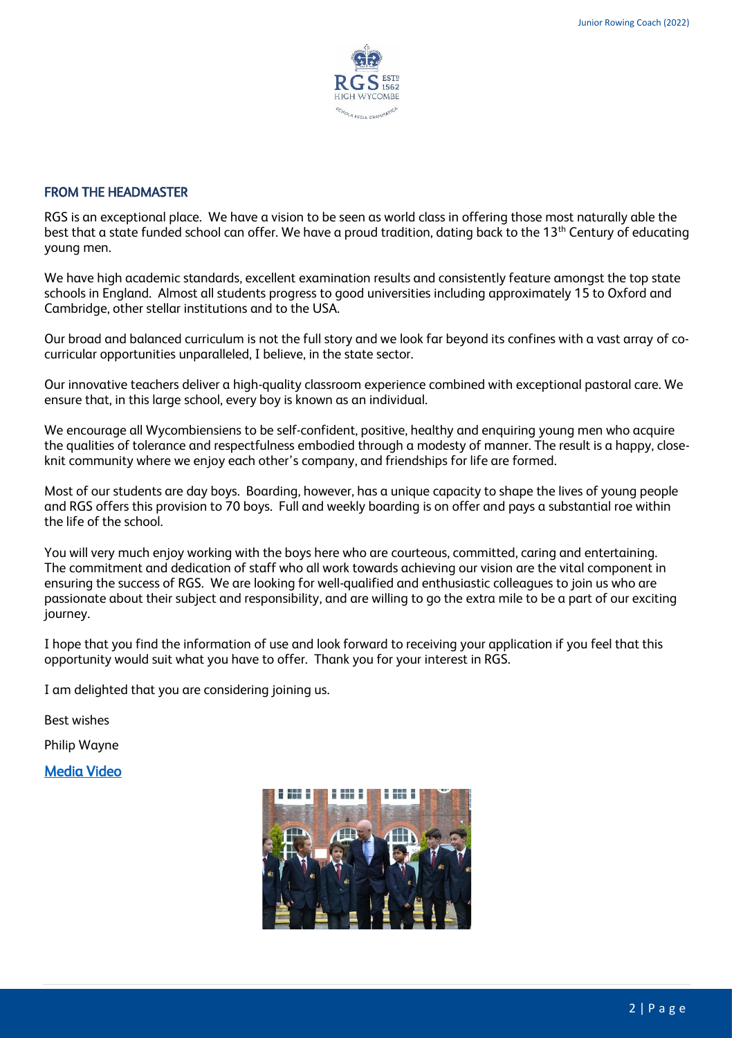## FROM THE HEADMASTER

RGS is an exceptional place. We have a vision to be seen as world class in offering those most naturally able the best that a state funded school can offer. We have a proud tradition, dating back to the 13th Century of educating young men.

We have high academic standards, excellent examination results and consistently feature amongst the top state schools in England. Almost all students progress to good universities including approximately 15 to Oxford and Cambridge, other stellar institutions and to the USA.

Our broad and balanced curriculum is not the full story and we look far beyond its confines with a vast array of co-curricular opportunities unparalleled, I believe, in the state sector.

Our innovative teachers deliver a high-quality classroom experience combined with exceptional pastoral care. We ensure that, in this large school, every boy is known as an individual.

We encourage all Wycombiensiens to be self-confident, positive, healthy and enquiring young men who acquire the qualities of tolerance and respectfulness embodied through a modesty of manner. The result is a happy, close-knit community where we enjoy each other's company, and friendships for life are formed.

Most of our students are day boys. Boarding, however, has a unique capacity to shape the lives of young people and RGS offers this provision to 70 boys. Full and weekly boarding is on offer and pays a substantial roe within the life of the school.

You will very much enjoy working with the boys here who are courteous, committed, caring and entertaining. The commitment and dedication of staff who all work towards achieving our vision are the vital component in ensuring the success of RGS. We are looking for well-qualified and enthusiastic colleagues to join us who are passionate about their subject and responsibility, and are willing to go the extra mile to be a part of our exciting journey.

I hope that you find the information of use and look forward to receiving your application if you feel that this opportunity would suit what you have to offer. Thank you for your interest in RGS.

I am delighted that you are considering joining us.

Best wishes

Philip Wayne

[Media Video]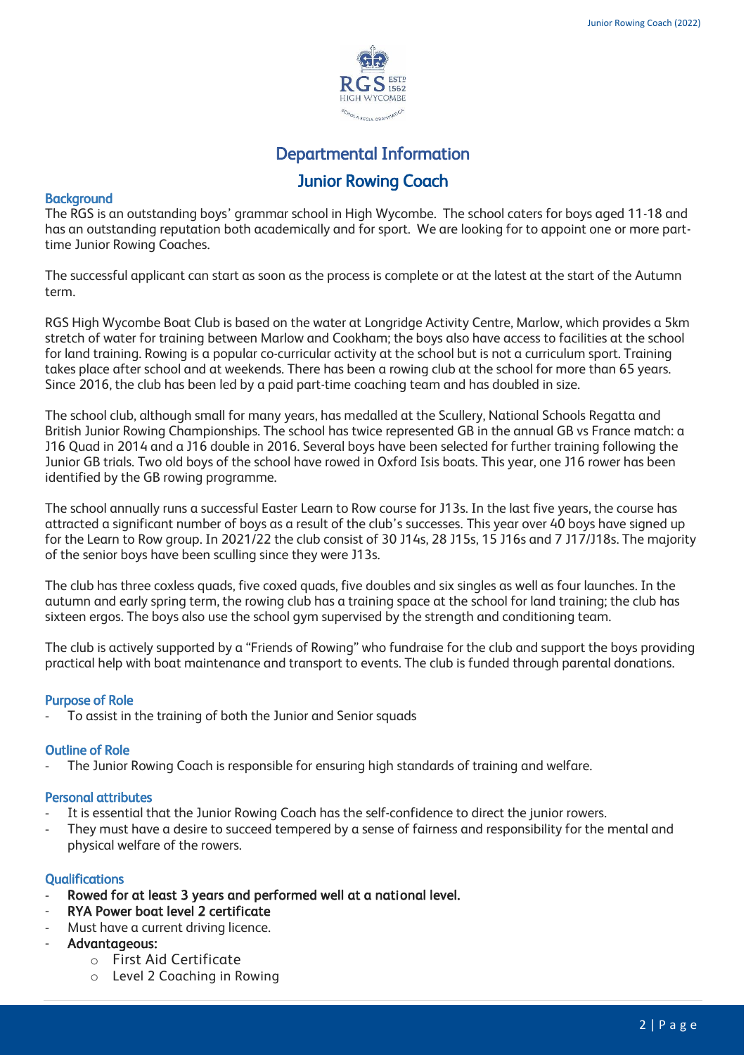# Departmental Information

## Junior Rowing Coach

### Background

The RGS is an outstanding boys' grammar school in High Wycombe. The school caters for boys aged 11-18 and has an outstanding reputation both academically and for sport. We are looking for to appoint one or more part-time Junior Rowing Coaches.

The successful applicant can start as soon as the process is complete or at the latest at the start of the Autumn term.

RGS High Wycombe Boat Club is based on the water at Longridge Activity Centre, Marlow, which provides a 5km stretch of water for training between Marlow and Cookham; the boys also have access to facilities at the school for land training. Rowing is a popular co-curricular activity at the school but is not a curriculum sport. Training takes place after school and at weekends. There has been a rowing club at the school for more than 65 years. Since 2016, the club has been led by a paid part-time coaching team and has doubled in size.

The school club, although small for many years, has medalled at the Scullery, National Schools Regatta and British Junior Rowing Championships. The school has twice represented GB in the annual GB vs France match: a J16 Quad in 2014 and a J16 double in 2016. Several boys have been selected for further training following the Junior GB trials. Two old boys of the school have rowed in Oxford Isis boats. This year, one J16 rower has been identified by the GB rowing programme.

The school annually runs a successful Easter Learn to Row course for J13s. In the last five years, the course has attracted a significant number of boys as a result of the club's successes. This year over 40 boys have signed up for the Learn to Row group. In 2021/22 the club consist of 30 J14s, 28 J15s, 15 J16s and 7 J17/J18s. The majority of the senior boys have been sculling since they were J13s.

The club has three coxless quads, five coxed quads, five doubles and six singles as well as four launches. In the autumn and early spring term, the rowing club has a training space at the school for land training; the club has sixteen ergos. The boys also use the school gym supervised by the strength and conditioning team.

The club is actively supported by a "Friends of Rowing" who fundraise for the club and support the boys providing practical help with boat maintenance and transport to events. The club is funded through parental donations.

### Purpose of Role

- To assist in the training of both the Junior and Senior squads

### Outline of Role

- The Junior Rowing Coach is responsible for ensuring high standards of training and welfare.

### Personal attributes

- It is essential that the Junior Rowing Coach has the self-confidence to direct the junior rowers.
- They must have a desire to succeed tempered by a sense of fairness and responsibility for the mental and physical welfare of the rowers.

### Qualifications

- Rowed for at least 3 years and performed well at a national level.
- RYA Power boat level 2 certificate
- Must have a current driving licence.
- Advantageous:
  - First Aid Certificate
  - Level 2 Coaching in Rowing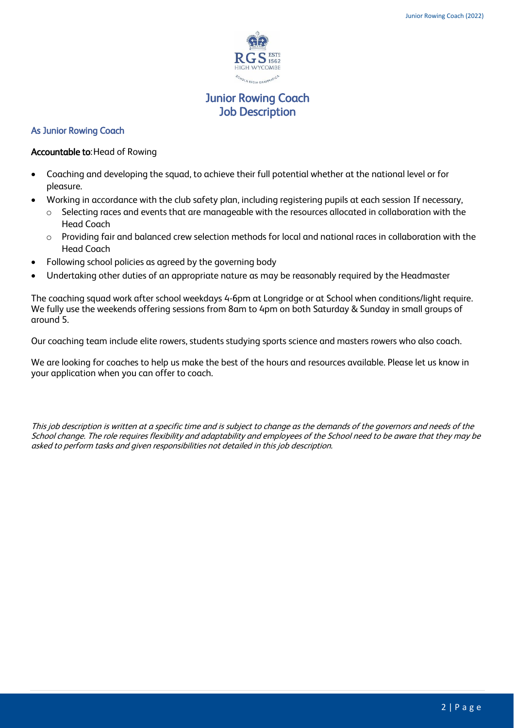# Junior Rowing Coach
# Job Description

## As Junior Rowing Coach

**Accountable to:** Head of Rowing

- Coaching and developing the squad, to achieve their full potential whether at the national level or for pleasure.
- Working in accordance with the club safety plan, including registering pupils at each session If necessary,
  - Selecting races and events that are manageable with the resources allocated in collaboration with the Head Coach
  - Providing fair and balanced crew selection methods for local and national races in collaboration with the Head Coach
- Following school policies as agreed by the governing body
- Undertaking other duties of an appropriate nature as may be reasonably required by the Headmaster

The coaching squad work after school weekdays 4-6pm at Longridge or at School when conditions/light require. We fully use the weekends offering sessions from 8am to 4pm on both Saturday & Sunday in small groups of around 5.

Our coaching team include elite rowers, students studying sports science and masters rowers who also coach.

We are looking for coaches to help us make the best of the hours and resources available. Please let us know in your application when you can offer to coach.

*This job description is written at a specific time and is subject to change as the demands of the governors and needs of the School change. The role requires flexibility and adaptability and employees of the School need to be aware that they may be asked to perform tasks and given responsibilities not detailed in this job description.*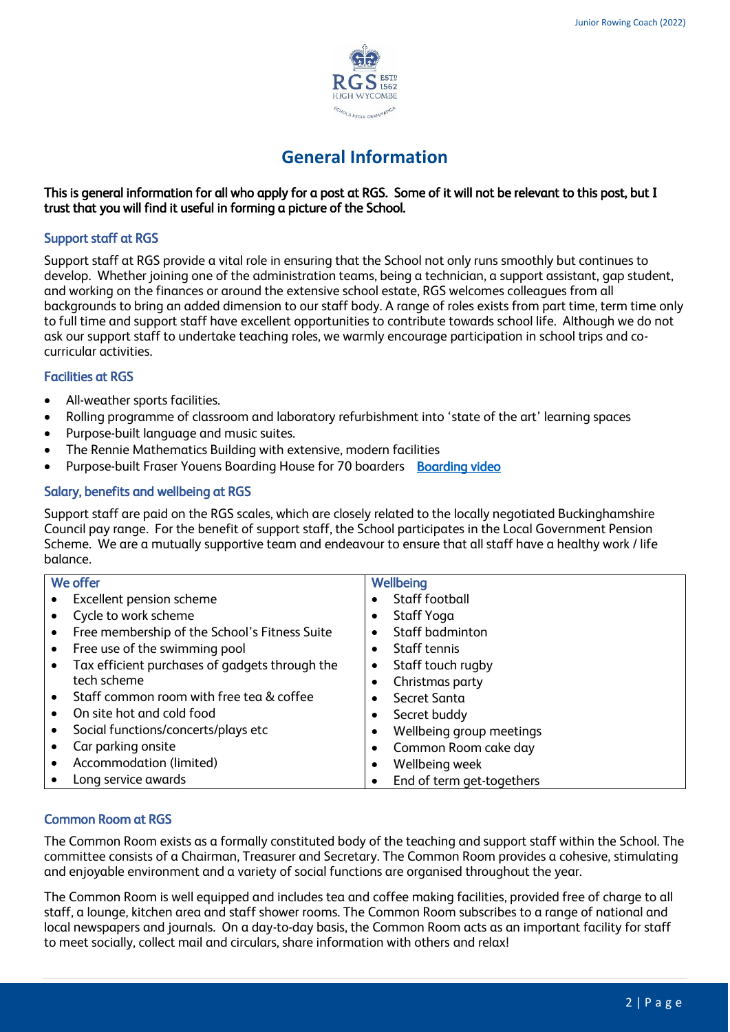# General Information

**This is general information for all who apply for a post at RGS. Some of it will not be relevant to this post, but I trust that you will find it useful in forming a picture of the School.**

### Support staff at RGS

Support staff at RGS provide a vital role in ensuring that the School not only runs smoothly but continues to develop. Whether joining one of the administration teams, being a technician, a support assistant, gap student, and working on the finances or around the extensive school estate, RGS welcomes colleagues from all backgrounds to bring an added dimension to our staff body. A range of roles exists from part time, term time only to full time and support staff have excellent opportunities to contribute towards school life. Although we do not ask our support staff to undertake teaching roles, we warmly encourage participation in school trips and co-curricular activities.

### Facilities at RGS

- All-weather sports facilities.
- Rolling programme of classroom and laboratory refurbishment into 'state of the art' learning spaces
- Purpose-built language and music suites.
- The Rennie Mathematics Building with extensive, modern facilities
- Purpose-built Fraser Youens Boarding House for 70 boarders [Boarding video]

### Salary, benefits and wellbeing at RGS

Support staff are paid on the RGS scales, which are closely related to the locally negotiated Buckinghamshire Council pay range. For the benefit of support staff, the School participates in the Local Government Pension Scheme. We are a mutually supportive team and endeavour to ensure that all staff have a healthy work / life balance.

| We offer | Wellbeing |
|---|---|
| • Excellent pension scheme | • Staff football |
| • Cycle to work scheme | • Staff Yoga |
| • Free membership of the School's Fitness Suite | • Staff badminton |
| • Free use of the swimming pool | • Staff tennis |
| • Tax efficient purchases of gadgets through the tech scheme | • Staff touch rugby |
| | • Christmas party |
| • Staff common room with free tea & coffee | • Secret Santa |
| • On site hot and cold food | • Secret buddy |
| • Social functions/concerts/plays etc | • Wellbeing group meetings |
| • Car parking onsite | • Common Room cake day |
| • Accommodation (limited) | • Wellbeing week |
| • Long service awards | • End of term get-togethers |

### Common Room at RGS

The Common Room exists as a formally constituted body of the teaching and support staff within the School. The committee consists of a Chairman, Treasurer and Secretary. The Common Room provides a cohesive, stimulating and enjoyable environment and a variety of social functions are organised throughout the year.

The Common Room is well equipped and includes tea and coffee making facilities, provided free of charge to all staff, a lounge, kitchen area and staff shower rooms. The Common Room subscribes to a range of national and local newspapers and journals. On a day-to-day basis, the Common Room acts as an important facility for staff to meet socially, collect mail and circulars, share information with others and relax!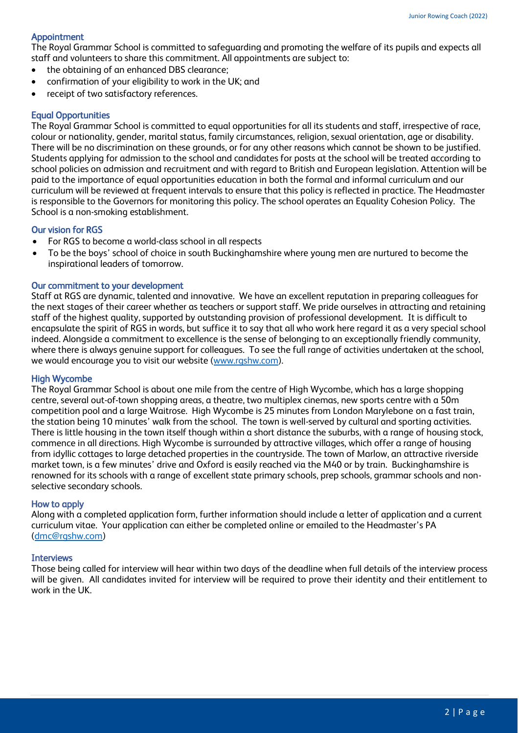## Appointment

The Royal Grammar School is committed to safeguarding and promoting the welfare of its pupils and expects all staff and volunteers to share this commitment. All appointments are subject to:

- the obtaining of an enhanced DBS clearance;
- confirmation of your eligibility to work in the UK; and
- receipt of two satisfactory references.

## Equal Opportunities

The Royal Grammar School is committed to equal opportunities for all its students and staff, irrespective of race, colour or nationality, gender, marital status, family circumstances, religion, sexual orientation, age or disability. There will be no discrimination on these grounds, or for any other reasons which cannot be shown to be justified. Students applying for admission to the school and candidates for posts at the school will be treated according to school policies on admission and recruitment and with regard to British and European legislation. Attention will be paid to the importance of equal opportunities education in both the formal and informal curriculum and our curriculum will be reviewed at frequent intervals to ensure that this policy is reflected in practice. The Headmaster is responsible to the Governors for monitoring this policy. The school operates an Equality Cohesion Policy. The School is a non-smoking establishment.

## Our vision for RGS

- For RGS to become a world-class school in all respects
- To be the boys' school of choice in south Buckinghamshire where young men are nurtured to become the inspirational leaders of tomorrow.

## Our commitment to your development

Staff at RGS are dynamic, talented and innovative. We have an excellent reputation in preparing colleagues for the next stages of their career whether as teachers or support staff. We pride ourselves in attracting and retaining staff of the highest quality, supported by outstanding provision of professional development. It is difficult to encapsulate the spirit of RGS in words, but suffice it to say that all who work here regard it as a very special school indeed. Alongside a commitment to excellence is the sense of belonging to an exceptionally friendly community, where there is always genuine support for colleagues. To see the full range of activities undertaken at the school, we would encourage you to visit our website (www.rgshw.com).

## High Wycombe

The Royal Grammar School is about one mile from the centre of High Wycombe, which has a large shopping centre, several out-of-town shopping areas, a theatre, two multiplex cinemas, new sports centre with a 50m competition pool and a large Waitrose. High Wycombe is 25 minutes from London Marylebone on a fast train, the station being 10 minutes' walk from the school. The town is well-served by cultural and sporting activities. There is little housing in the town itself though within a short distance the suburbs, with a range of housing stock, commence in all directions. High Wycombe is surrounded by attractive villages, which offer a range of housing from idyllic cottages to large detached properties in the countryside. The town of Marlow, an attractive riverside market town, is a few minutes' drive and Oxford is easily reached via the M40 or by train. Buckinghamshire is renowned for its schools with a range of excellent state primary schools, prep schools, grammar schools and non-selective secondary schools.

## How to apply

Along with a completed application form, further information should include a letter of application and a current curriculum vitae. Your application can either be completed online or emailed to the Headmaster's PA (dmc@rgshw.com)

## Interviews

Those being called for interview will hear within two days of the deadline when full details of the interview process will be given. All candidates invited for interview will be required to prove their identity and their entitlement to work in the UK.